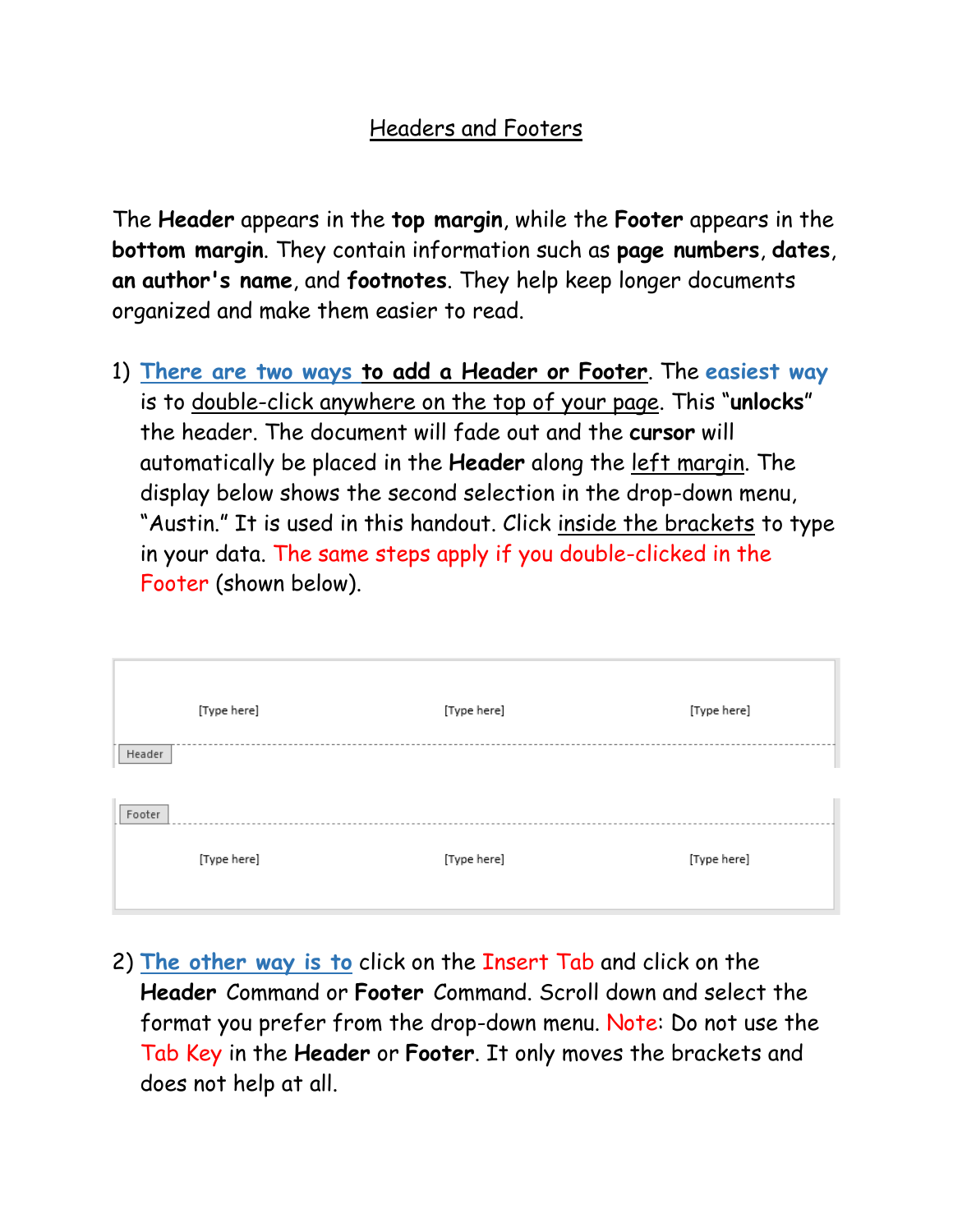# Headers and Footers

The **Header** appears in the **top margin**, while the **Footer** appears in the **bottom margin**. They contain information such as **page numbers**, **dates**, **an author's name**, and **footnotes**. They help keep longer documents organized and make them easier to read.

1) There are two ways **to add a Header or Footer**. The **easiest way** is to double-click anywhere on the top of your page. This "**unlocks**" the header. The document will fade out and the **cursor** will automatically be placed in the **Header** along the left margin. The display below shows the second selection in the drop-down menu, "Austin." It is used in this handout. Click inside the brackets to type in your data. The same steps apply if you double-clicked in the Footer (shown below).

[Type here] [Type here] [Type here]

Header

Footer

[Type here] [Type here] [Type here]

2) The other way is to click on the Insert Tab and click on the **Header** Command or **Footer** Command. Scroll down and select the format you prefer from the drop-down menu. Note: Do not use the Tab Key in the **Header** or **Footer**. It only moves the brackets and does not help at all.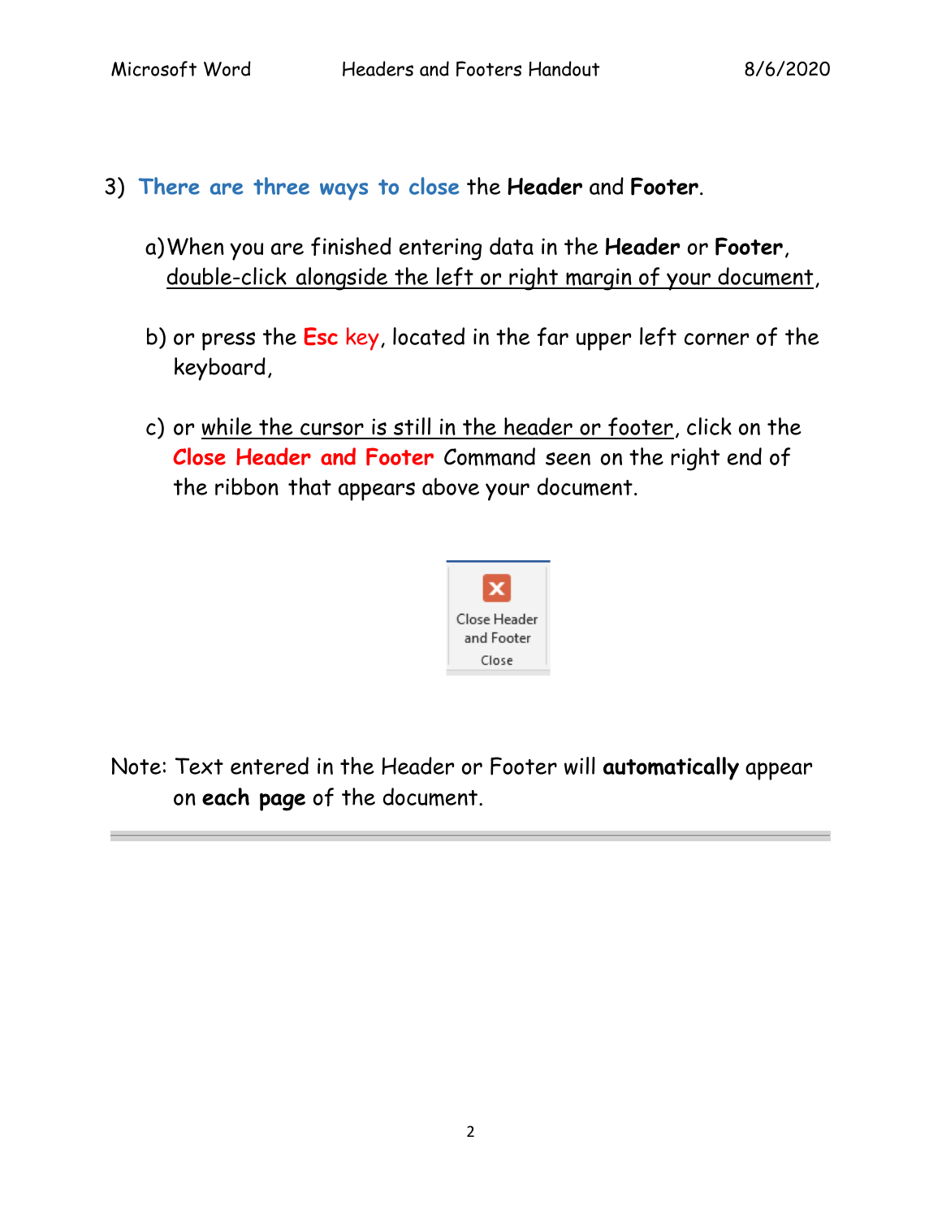3) **There are three ways to close** the **Header** and **Footer**.

   a) When you are finished entering data in the **Header** or **Footer**, double-click alongside the left or right margin of your document,

   b) or press the **Esc** key, located in the far upper left corner of the keyboard,

   c) or while the cursor is still in the header or footer, click on the **Close Header and Footer** Command seen on the right end of the ribbon that appears above your document.

Close Header and Footer

Close

Note: Text entered in the Header or Footer will **automatically** appear on **each page** of the document.

---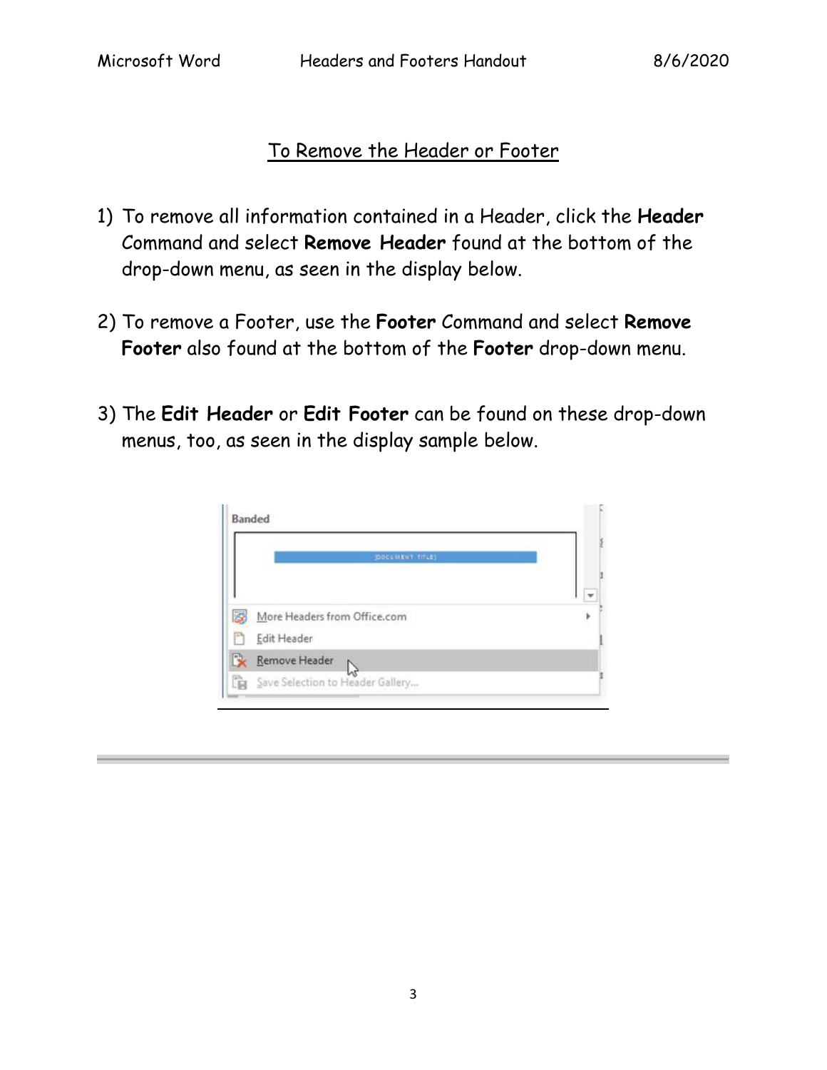## To Remove the Header or Footer

1) To remove all information contained in a Header, click the **Header** Command and select **Remove Header** found at the bottom of the drop-down menu, as seen in the display below.

2) To remove a Footer, use the **Footer** Command and select **Remove Footer** also found at the bottom of the **Footer** drop-down menu.

3) The **Edit Header** or **Edit Footer** can be found on these drop-down menus, too, as seen in the display sample below.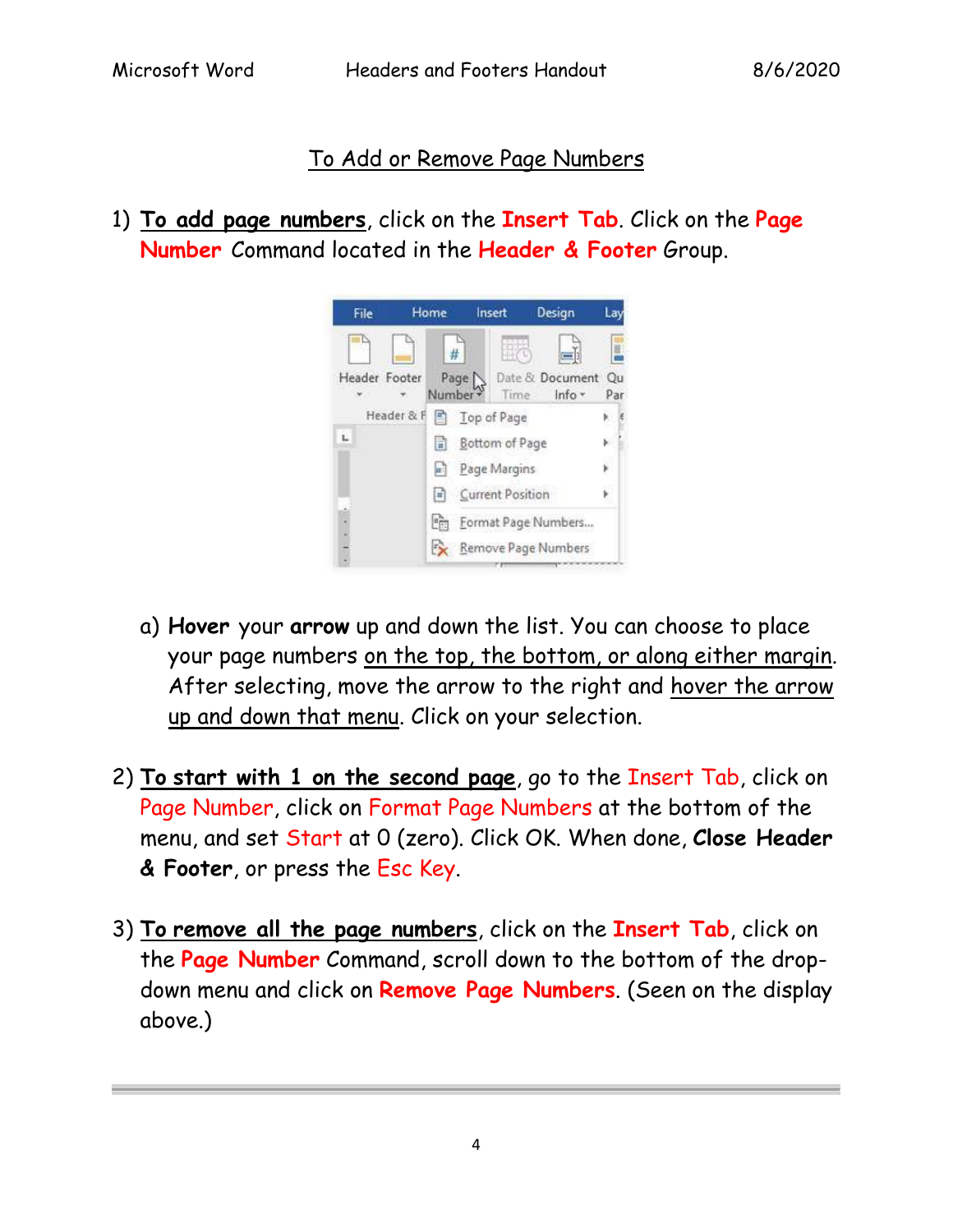## To Add or Remove Page Numbers

1) **To add page numbers**, click on the **Insert Tab**. Click on the **Page Number** Command located in the **Header & Footer** Group.

   a) **Hover** your **arrow** up and down the list. You can choose to place your page numbers on the top, the bottom, or along either margin. After selecting, move the arrow to the right and hover the arrow up and down that menu. Click on your selection.

2) **To start with 1 on the second page**, go to the Insert Tab, click on Page Number, click on Format Page Numbers at the bottom of the menu, and set Start at 0 (zero). Click OK. When done, **Close Header & Footer**, or press the Esc Key.

3) **To remove all the page numbers**, click on the **Insert Tab**, click on the **Page Number** Command, scroll down to the bottom of the drop-down menu and click on **Remove Page Numbers**. (Seen on the display above.)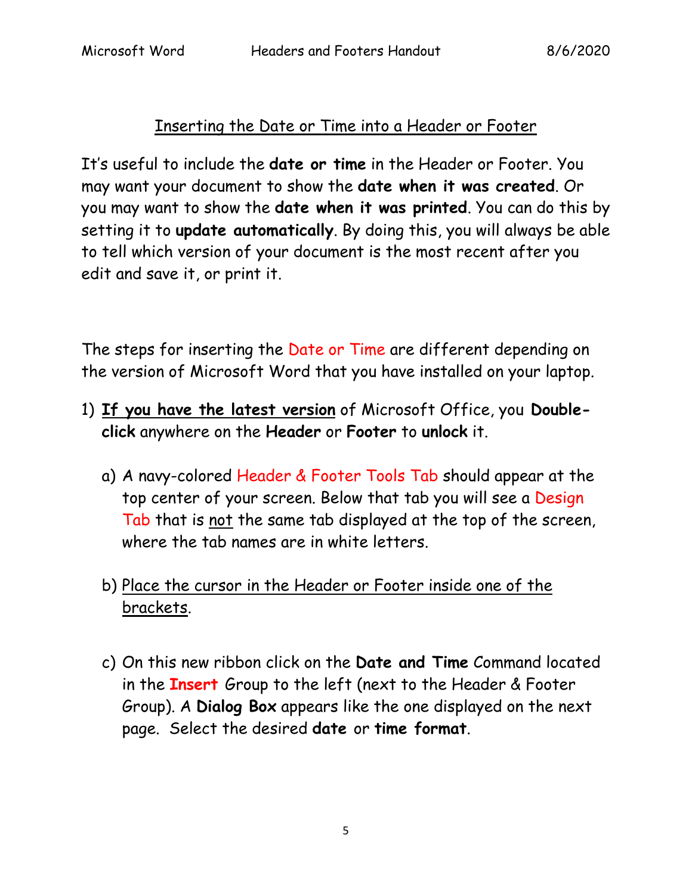## Inserting the Date or Time into a Header or Footer

It's useful to include the **date or time** in the Header or Footer. You may want your document to show the **date when it was created**. Or you may want to show the **date when it was printed**. You can do this by setting it to **update automatically**. By doing this, you will always be able to tell which version of your document is the most recent after you edit and save it, or print it.

The steps for inserting the Date or Time are different depending on the version of Microsoft Word that you have installed on your laptop.

1) **If you have the latest version** of Microsoft Office, you **Double-click** anywhere on the **Header** or **Footer** to **unlock** it.

   a) A navy-colored Header & Footer Tools Tab should appear at the top center of your screen. Below that tab you will see a Design Tab that is not the same tab displayed at the top of the screen, where the tab names are in white letters.

   b) Place the cursor in the Header or Footer inside one of the brackets.

   c) On this new ribbon click on the **Date and Time** Command located in the **Insert** Group to the left (next to the Header & Footer Group). A **Dialog Box** appears like the one displayed on the next page. Select the desired **date** or **time format**.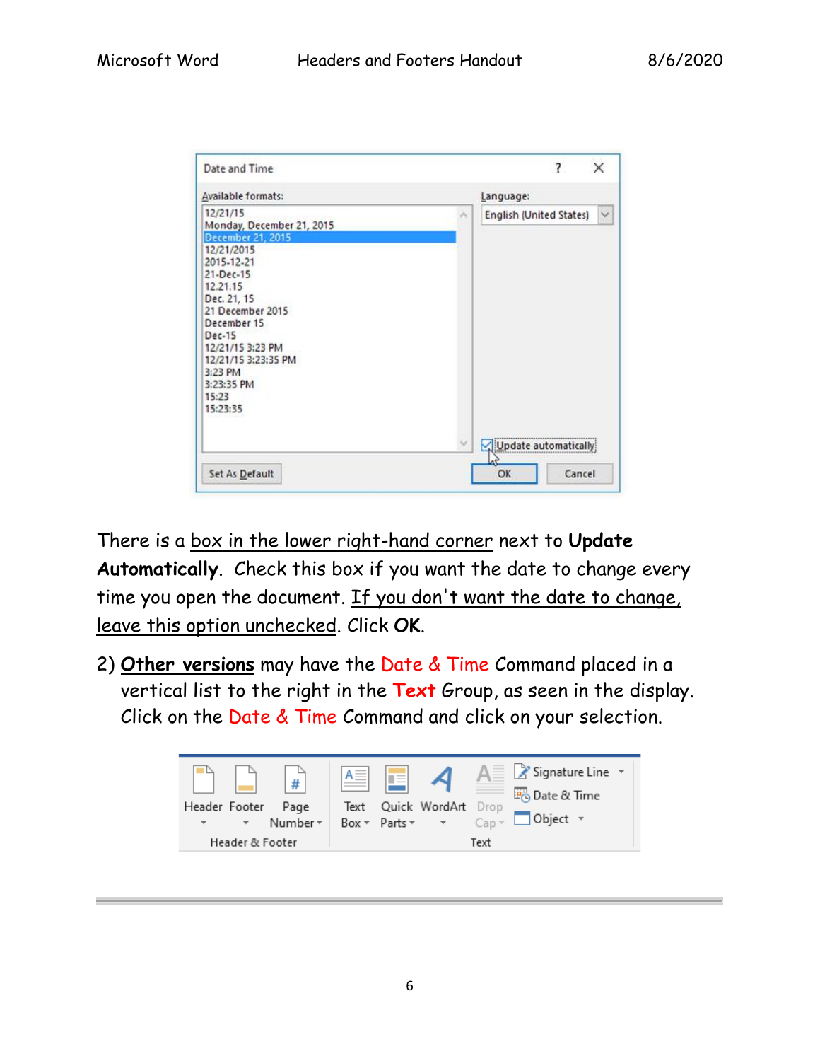There is a box in the lower right-hand corner next to **Update Automatically**. Check this box if you want the date to change every time you open the document. If you don't want the date to change, leave this option unchecked. Click **OK**.

2) **Other versions** may have the Date & Time Command placed in a vertical list to the right in the **Text** Group, as seen in the display. Click on the Date & Time Command and click on your selection.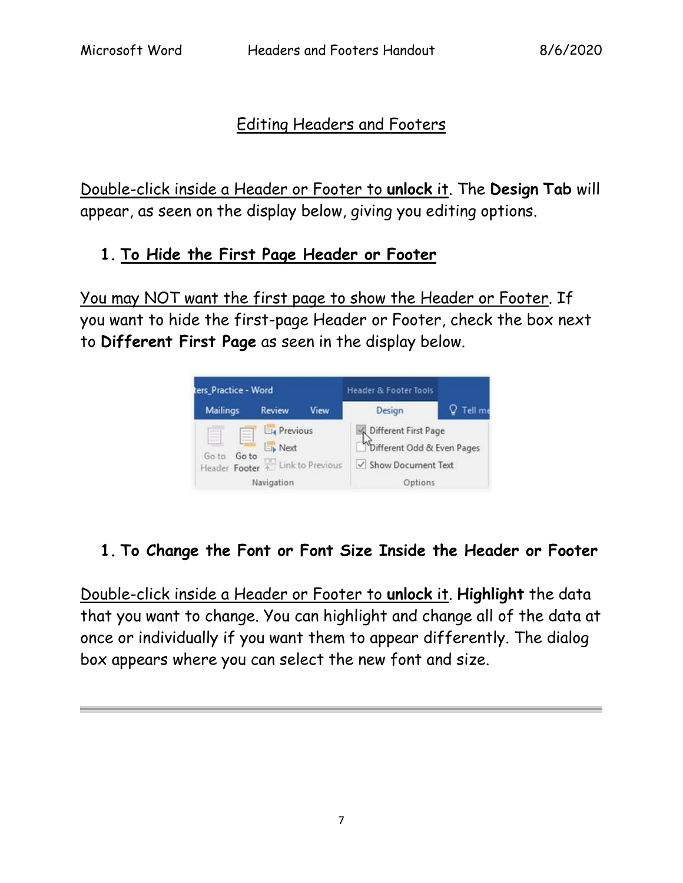## Editing Headers and Footers

Double-click inside a Header or Footer to **unlock** it. The **Design Tab** will appear, as seen on the display below, giving you editing options.

1. **To Hide the First Page Header or Footer**

You may NOT want the first page to show the Header or Footer. If you want to hide the first-page Header or Footer, check the box next to **Different First Page** as seen in the display below.

1. **To Change the Font or Font Size Inside the Header or Footer**

Double-click inside a Header or Footer to **unlock** it. **Highlight** the data that you want to change. You can highlight and change all of the data at once or individually if you want them to appear differently. The dialog box appears where you can select the new font and size.